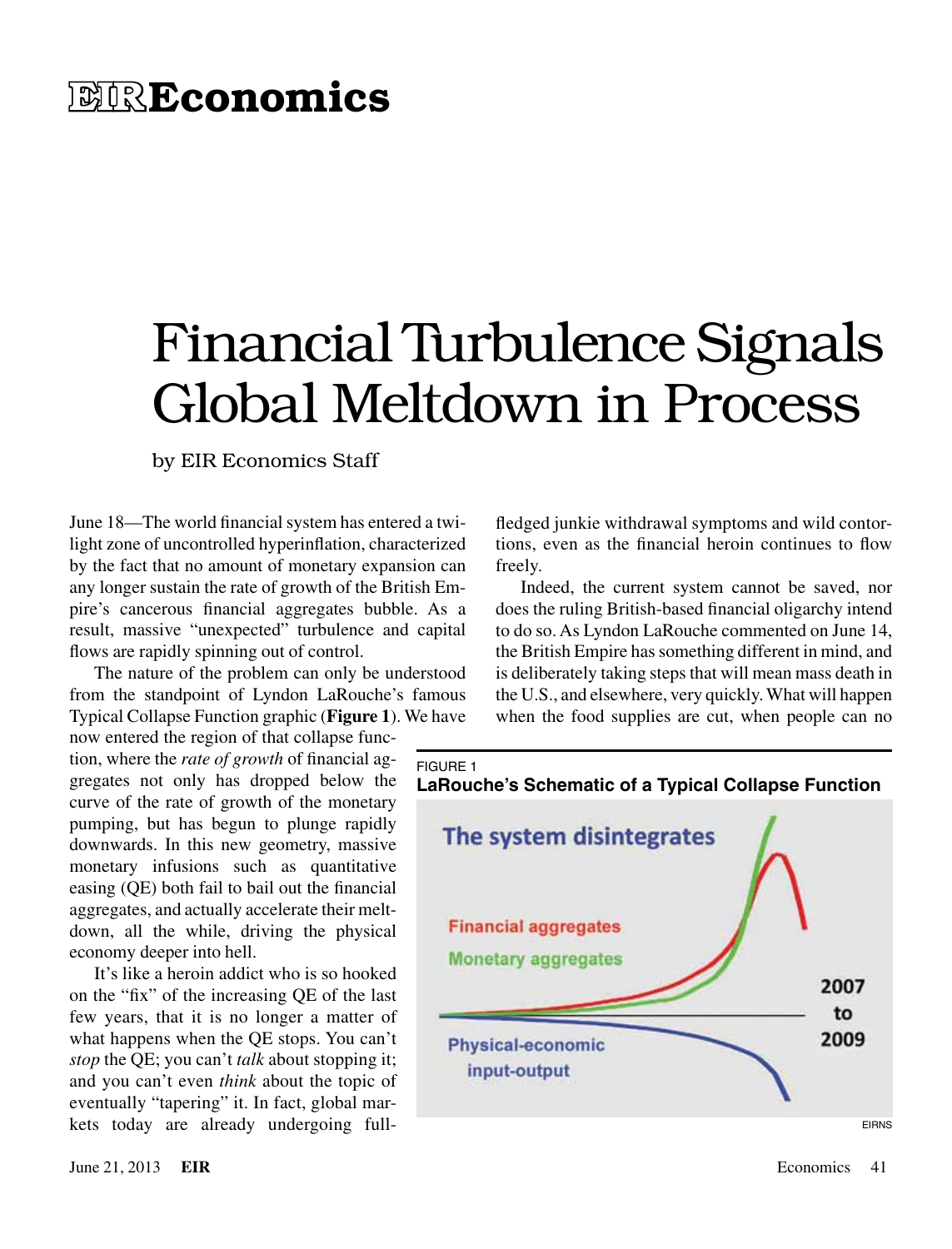# Financial Turbulence Signals Global Meltdown in Process

by EIR Economics Staff

June 18—The world financial system has entered a twilight zone of uncontrolled hyperinflation, characterized by the fact that no amount of monetary expansion can any longer sustain the rate of growth of the British Empire's cancerous financial aggregates bubble. As a result, massive "unexpected" turbulence and capital flows are rapidly spinning out of control.

The nature of the problem can only be understood from the standpoint of Lyndon LaRouche's famous Typical Collapse Function graphic (**Figure 1**). We have now entered the region of that collapse function, where the *rate of growth* of financial aggregates not only has dropped below the curve of the rate of growth of the monetary pumping, but has begun to plunge rapidly downwards. In this new geometry, massive monetary infusions such as quantitative easing (QE) both fail to bail out the financial aggregates, and actually accelerate their meltdown, all the while, driving the physical economy deeper into hell.

It's like a heroin addict who is so hooked on the "fix" of the increasing QE of the last few years, that it is no longer a matter of what happens when the QE stops. You can't *stop* the QE; you can't *talk* about stopping it; and you can't even *think* about the topic of eventually "tapering" it. In fact, global markets today are already undergoing full-fledged junkie withdrawal symptoms and wild contortions, even as the financial heroin continues to flow freely.

Indeed, the current system cannot be saved, nor does the ruling British-based financial oligarchy intend to do so. As Lyndon LaRouche commented on June 14, the British Empire has something different in mind, and is deliberately taking steps that will mean mass death in the U.S., and elsewhere, very quickly. What will happen when the food supplies are cut, when people can no

FIGURE 1
**LaRouche's Schematic of a Typical Collapse Function**

The system disintegrates

Financial aggregates

Monetary aggregates

Physical-economic input-output

2007 to 2009

EIRNS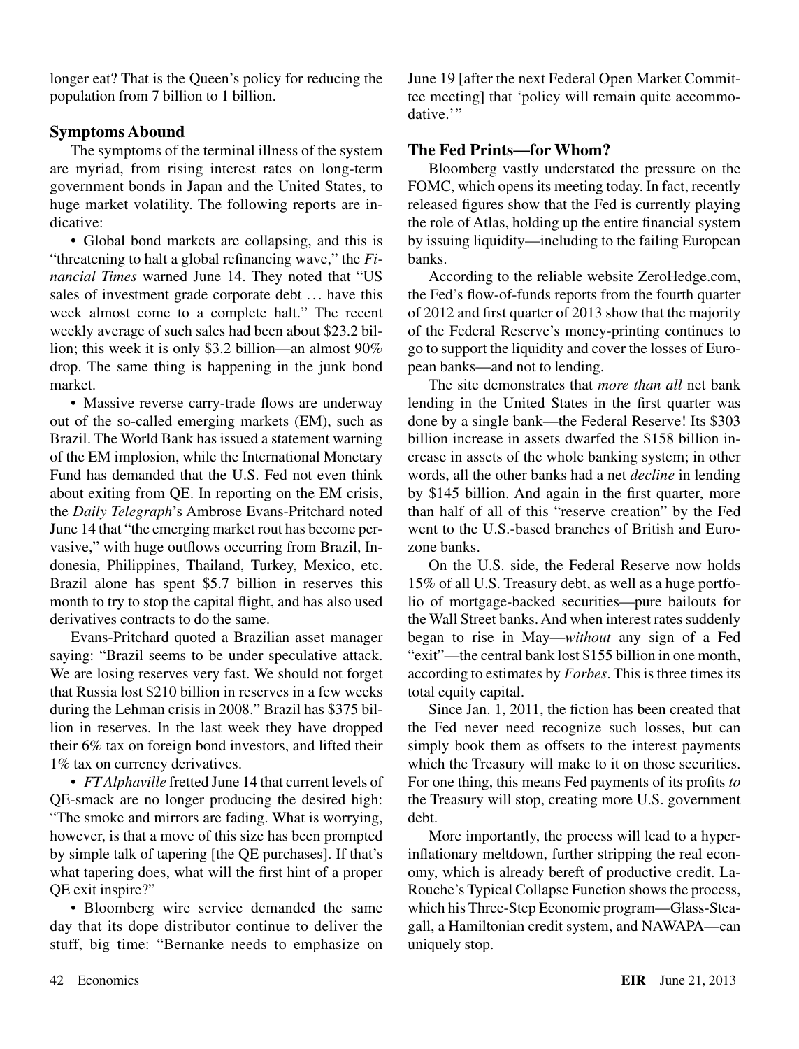longer eat? That is the Queen's policy for reducing the population from 7 billion to 1 billion.

## Symptoms Abound

The symptoms of the terminal illness of the system are myriad, from rising interest rates on long-term government bonds in Japan and the United States, to huge market volatility. The following reports are indicative:

• Global bond markets are collapsing, and this is "threatening to halt a global refinancing wave," the *Financial Times* warned June 14. They noted that "US sales of investment grade corporate debt ... have this week almost come to a complete halt." The recent weekly average of such sales had been about $23.2 billion; this week it is only $3.2 billion—an almost 90% drop. The same thing is happening in the junk bond market.

• Massive reverse carry-trade flows are underway out of the so-called emerging markets (EM), such as Brazil. The World Bank has issued a statement warning of the EM implosion, while the International Monetary Fund has demanded that the U.S. Fed not even think about exiting from QE. In reporting on the EM crisis, the *Daily Telegraph*'s Ambrose Evans-Pritchard noted June 14 that "the emerging market rout has become pervasive," with huge outflows occurring from Brazil, Indonesia, Philippines, Thailand, Turkey, Mexico, etc. Brazil alone has spent $5.7 billion in reserves this month to try to stop the capital flight, and has also used derivatives contracts to do the same.

Evans-Pritchard quoted a Brazilian asset manager saying: "Brazil seems to be under speculative attack. We are losing reserves very fast. We should not forget that Russia lost $210 billion in reserves in a few weeks during the Lehman crisis in 2008." Brazil has $375 billion in reserves. In the last week they have dropped their 6% tax on foreign bond investors, and lifted their 1% tax on currency derivatives.

• *FT Alphaville* fretted June 14 that current levels of QE-smack are no longer producing the desired high: "The smoke and mirrors are fading. What is worrying, however, is that a move of this size has been prompted by simple talk of tapering [the QE purchases]. If that's what tapering does, what will the first hint of a proper QE exit inspire?"

• Bloomberg wire service demanded the same day that its dope distributor continue to deliver the stuff, big time: "Bernanke needs to emphasize on June 19 [after the next Federal Open Market Committee meeting] that 'policy will remain quite accommodative.'"

## The Fed Prints—for Whom?

Bloomberg vastly understated the pressure on the FOMC, which opens its meeting today. In fact, recently released figures show that the Fed is currently playing the role of Atlas, holding up the entire financial system by issuing liquidity—including to the failing European banks.

According to the reliable website ZeroHedge.com, the Fed's flow-of-funds reports from the fourth quarter of 2012 and first quarter of 2013 show that the majority of the Federal Reserve's money-printing continues to go to support the liquidity and cover the losses of European banks—and not to lending.

The site demonstrates that *more than all* net bank lending in the United States in the first quarter was done by a single bank—the Federal Reserve! Its $303 billion increase in assets dwarfed the $158 billion increase in assets of the whole banking system; in other words, all the other banks had a net *decline* in lending by $145 billion. And again in the first quarter, more than half of all of this "reserve creation" by the Fed went to the U.S.-based branches of British and Eurozone banks.

On the U.S. side, the Federal Reserve now holds 15% of all U.S. Treasury debt, as well as a huge portfolio of mortgage-backed securities—pure bailouts for the Wall Street banks. And when interest rates suddenly began to rise in May—*without* any sign of a Fed "exit"—the central bank lost $155 billion in one month, according to estimates by *Forbes*. This is three times its total equity capital.

Since Jan. 1, 2011, the fiction has been created that the Fed never need recognize such losses, but can simply book them as offsets to the interest payments which the Treasury will make to it on those securities. For one thing, this means Fed payments of its profits *to* the Treasury will stop, creating more U.S. government debt.

More importantly, the process will lead to a hyperinflationary meltdown, further stripping the real economy, which is already bereft of productive credit. LaRouche's Typical Collapse Function shows the process, which his Three-Step Economic program—Glass-Steagall, a Hamiltonian credit system, and NAWAPA—can uniquely stop.